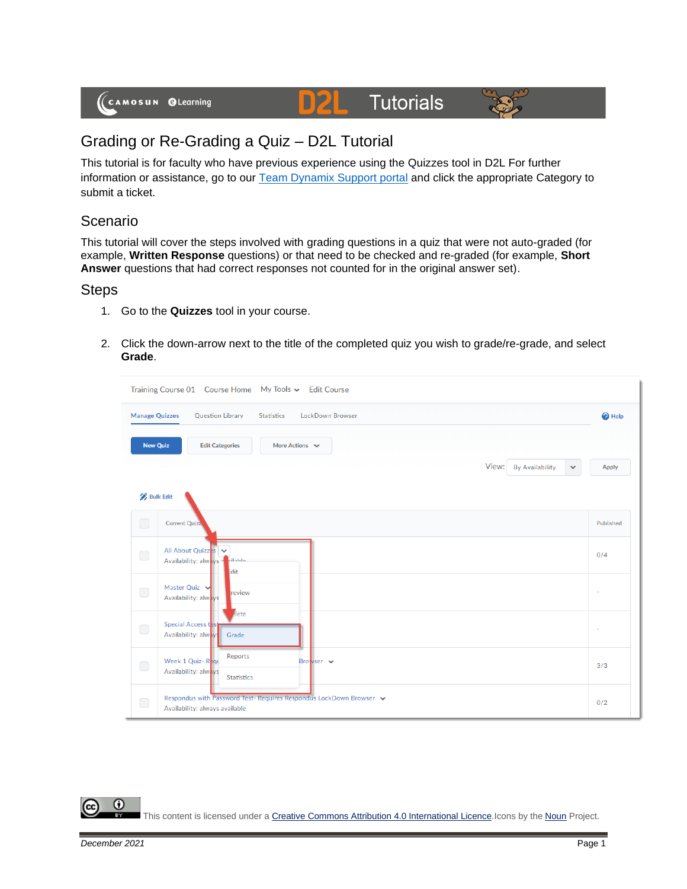# Grading or Re-Grading a Quiz – D2L Tutorial

This tutorial is for faculty who have previous experience using the Quizzes tool in D2L For further information or assistance, go to our [Team Dynamix Support portal]() and click the appropriate Category to submit a ticket.

## Scenario

This tutorial will cover the steps involved with grading questions in a quiz that were not auto-graded (for example, **Written Response** questions) or that need to be checked and re-graded (for example, **Short Answer** questions that had correct responses not counted for in the original answer set).

## Steps

1. Go to the **Quizzes** tool in your course.

2. Click the down-arrow next to the title of the completed quiz you wish to grade/re-grade, and select **Grade**.

This content is licensed under a [Creative Commons Attribution 4.0 International Licence](). Icons by the [Noun]() Project.

*December 2021*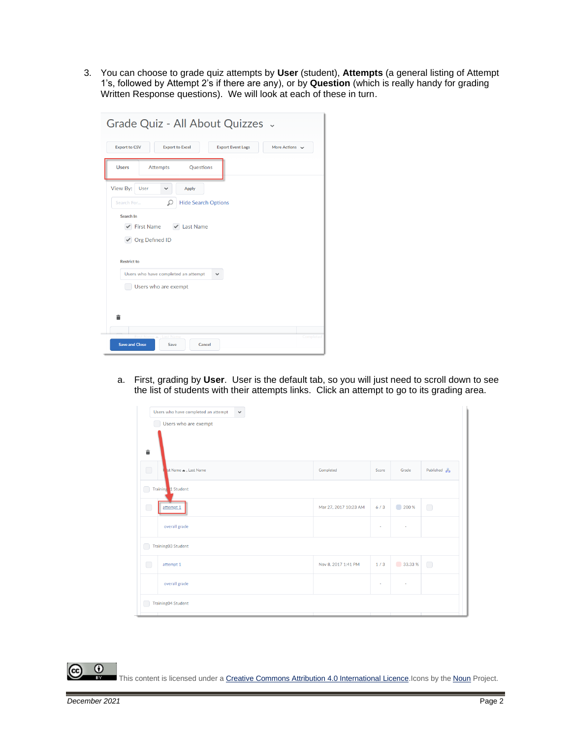3. You can choose to grade quiz attempts by **User** (student), **Attempts** (a general listing of Attempt 1's, followed by Attempt 2's if there are any), or by **Question** (which is really handy for grading Written Response questions). We will look at each of these in turn.

   a. First, grading by **User**. User is the default tab, so you will just need to scroll down to see the list of students with their attempts links. Click an attempt to go to its grading area.

This content is licensed under a Creative Commons Attribution 4.0 International Licence. Icons by the Noun Project.

December 2021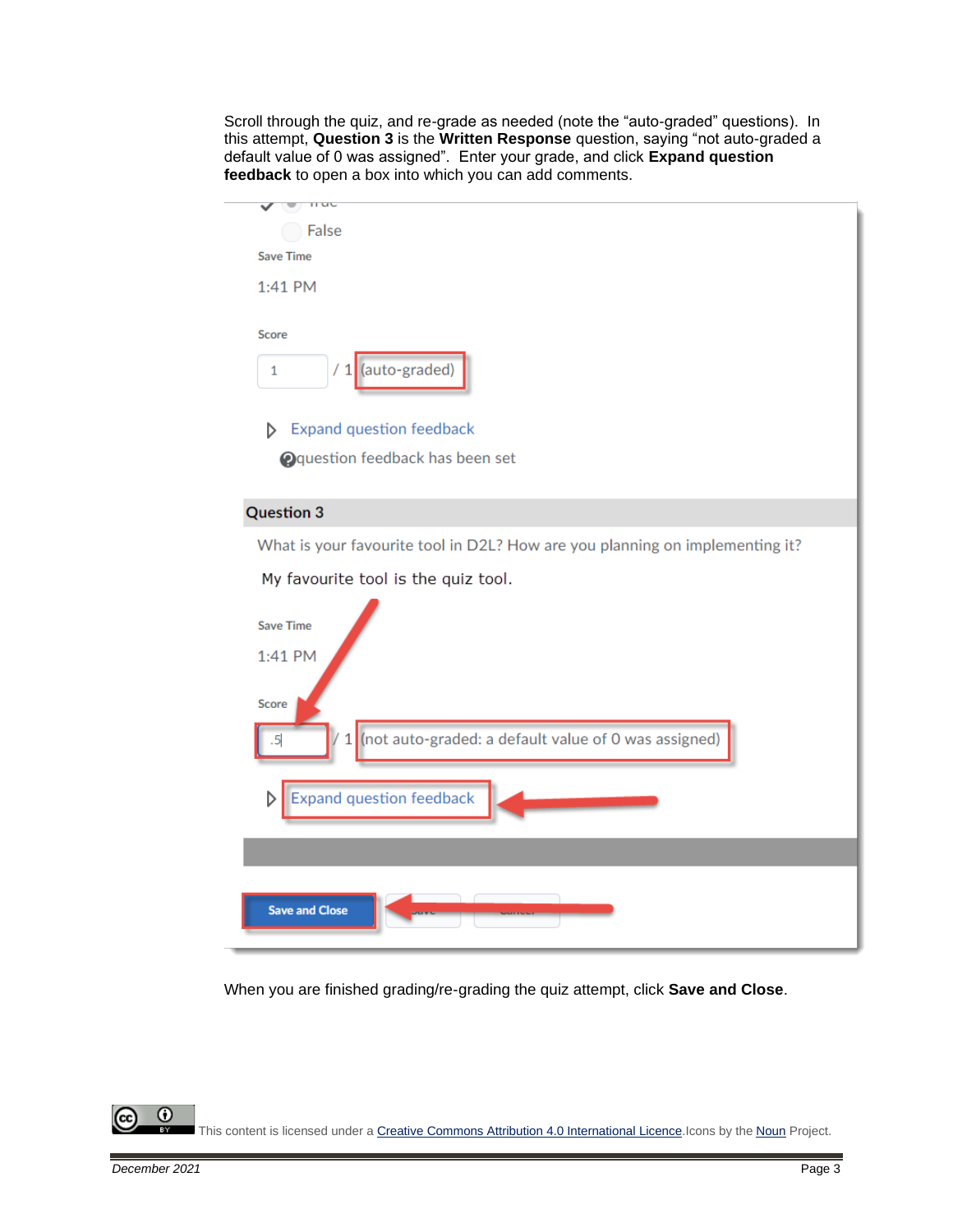Scroll through the quiz, and re-grade as needed (note the "auto-graded" questions). In this attempt, **Question 3** is the **Written Response** question, saying "not auto-graded a default value of 0 was assigned". Enter your grade, and click **Expand question feedback** to open a box into which you can add comments.

When you are finished grading/re-grading the quiz attempt, click **Save and Close**.

This content is licensed under a Creative Commons Attribution 4.0 International Licence.Icons by the Noun Project.

December 2021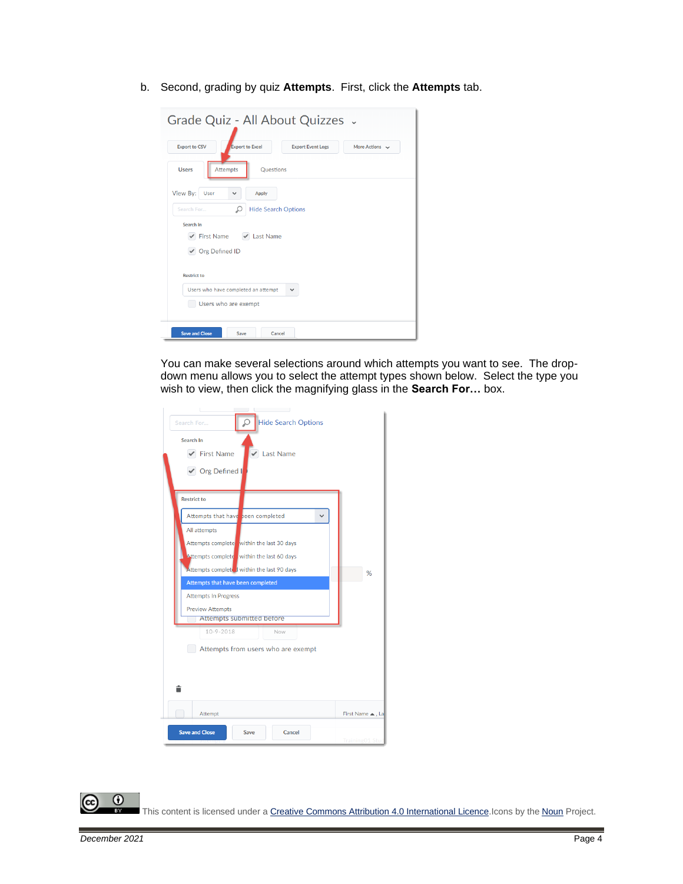b. Second, grading by quiz **Attempts**. First, click the **Attempts** tab.

You can make several selections around which attempts you want to see. The drop-down menu allows you to select the attempt types shown below. Select the type you wish to view, then click the magnifying glass in the **Search For…** box.

This content is licensed under a Creative Commons Attribution 4.0 International Licence. Icons by the Noun Project.

*December 2021*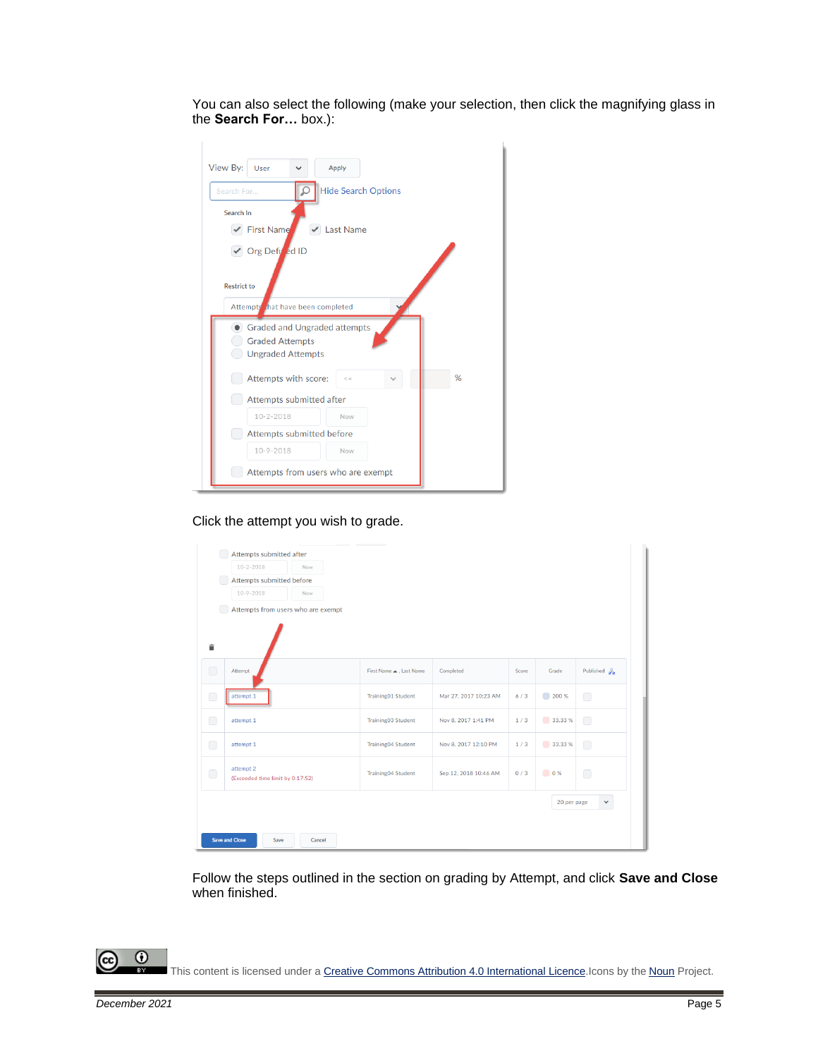You can also select the following (make your selection, then click the magnifying glass in the **Search For…** box.):

Click the attempt you wish to grade.

Follow the steps outlined in the section on grading by Attempt, and click **Save and Close** when finished.

This content is licensed under a Creative Commons Attribution 4.0 International Licence.Icons by the Noun Project.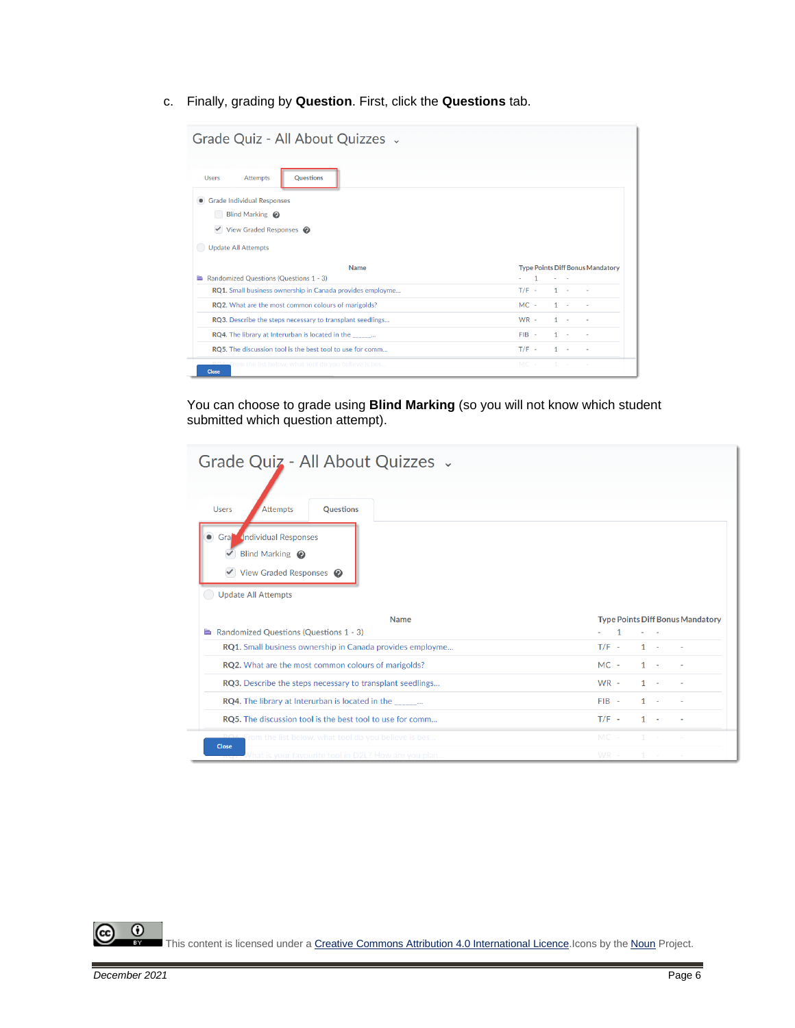c. Finally, grading by **Question**. First, click the **Questions** tab.

You can choose to grade using **Blind Marking** (so you will not know which student submitted which question attempt).

This content is licensed under a Creative Commons Attribution 4.0 International Licence. Icons by the Noun Project.

December 2021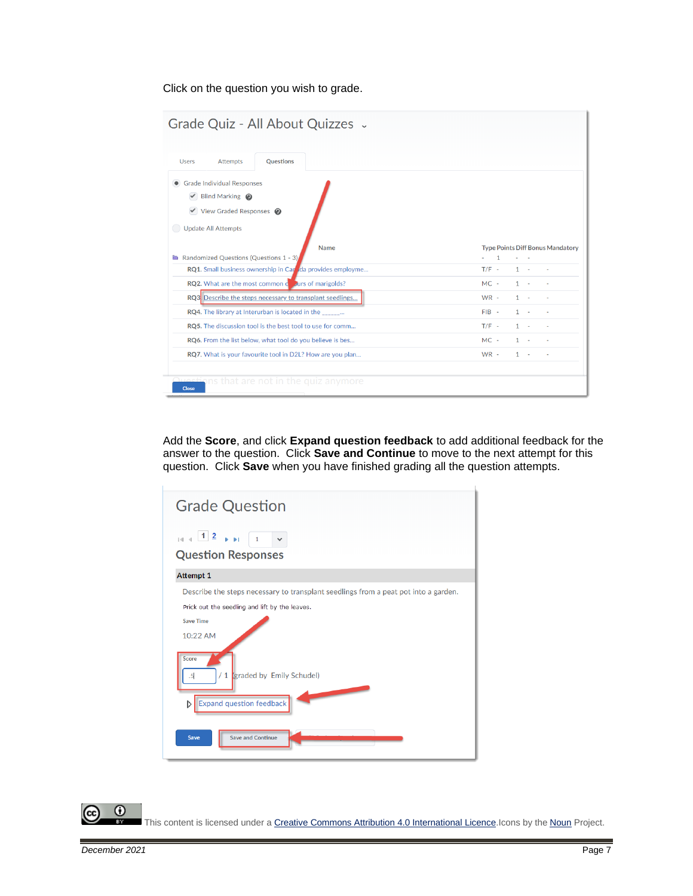Click on the question you wish to grade.

Grade Quiz - All About Quizzes

Users | Attempts | Questions

Grade Individual Responses

Blind Marking

View Graded Responses

Update All Attempts

| Name | Type | Points | Diff | Bonus | Mandatory |
|---|---|---|---|---|---|
| Randomized Questions (Questions 1 - 3) | - | 1 | - | - | |
| RQ1. Small business ownership in Canada provides employme... | T/F | - | 1 | - | - |
| RQ2. What are the most common colours of marigolds? | MC | - | 1 | - | - |
| RQ3. Describe the steps necessary to transplant seedlings... | WR | - | 1 | - | - |
| RQ4. The library at Interurban is located in the _____... | FIB | - | 1 | - | - |
| RQ5. The discussion tool is the best tool to use for comm... | T/F | - | 1 | - | - |
| RQ6. From the list below, what tool do you believe is bes... | MC | - | 1 | - | - |
| RQ7. What is your favourite tool in D2L? How are you plan... | WR | - | 1 | - | - |

Questions that are not in the quiz anymore

Close

Add the **Score**, and click **Expand question feedback** to add additional feedback for the answer to the question. Click **Save and Continue** to move to the next attempt for this question. Click **Save** when you have finished grading all the question attempts.

Grade Question

1 2

Question Responses

**Attempt 1**

Describe the steps necessary to transplant seedlings from a peat pot into a garden.

Prick out the seedling and lift by the leaves.

Save Time

10:22 AM

Score

.5 / 1 (graded by Emily Schudel)

Expand question feedback

Save | Save and Continue

This content is licensed under a Creative Commons Attribution 4.0 International Licence. Icons by the Noun Project.

December 2021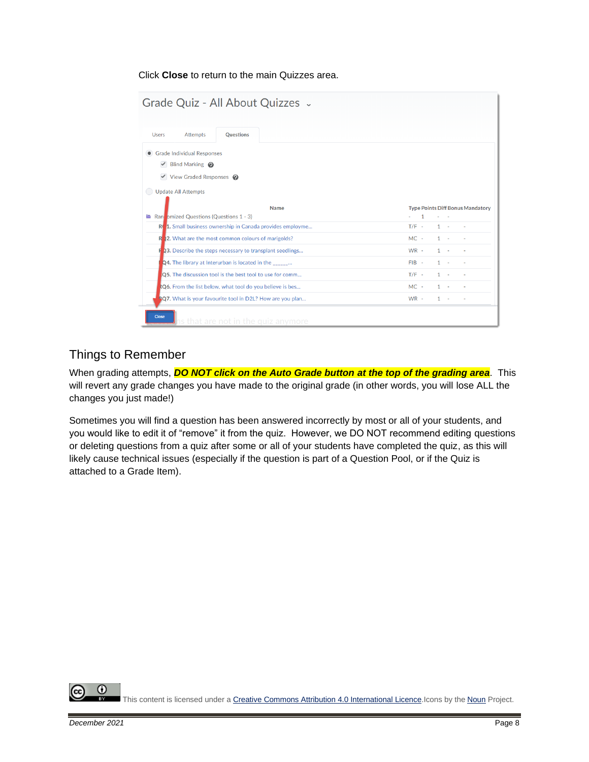Click **Close** to return to the main Quizzes area.

## Things to Remember

When grading attempts, ***DO NOT click on the Auto Grade button at the top of the grading area***. This will revert any grade changes you have made to the original grade (in other words, you will lose ALL the changes you just made!)

Sometimes you will find a question has been answered incorrectly by most or all of your students, and you would like to edit it of "remove" it from the quiz. However, we DO NOT recommend editing questions or deleting questions from a quiz after some or all of your students have completed the quiz, as this will likely cause technical issues (especially if the question is part of a Question Pool, or if the Quiz is attached to a Grade Item).

This content is licensed under a [Creative Commons Attribution 4.0 International Licence](). Icons by the [Noun]() Project.